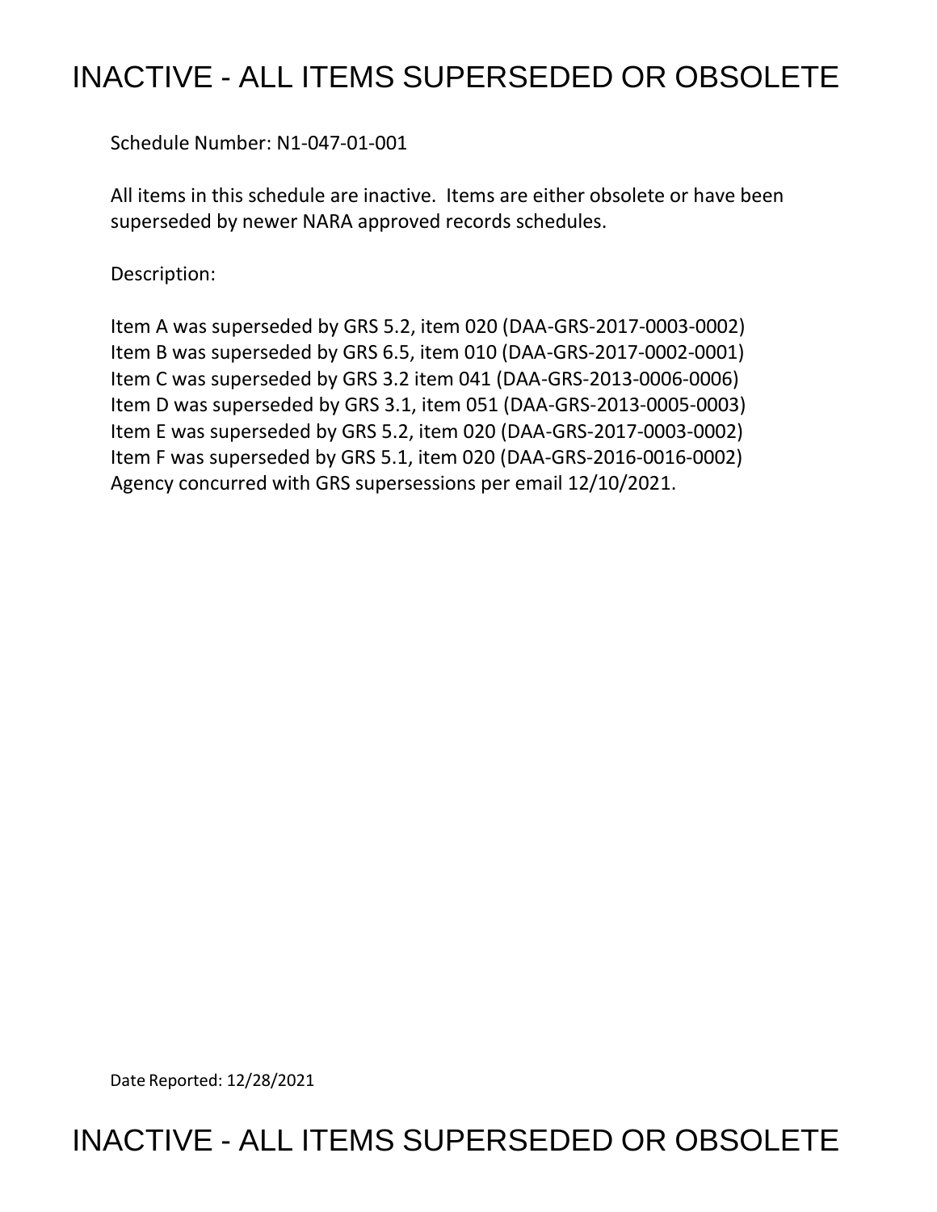# INACTIVE - ALL ITEMS SUPERSEDED OR OBSOLETE

Schedule Number: N1-047-01-001

All items in this schedule are inactive. Items are either obsolete or have been superseded by newer NARA approved records schedules.

Description:

Item A was superseded by GRS 5.2, item 020 (DAA-GRS-2017-0003-0002)
Item B was superseded by GRS 6.5, item 010 (DAA-GRS-2017-0002-0001)
Item C was superseded by GRS 3.2 item 041 (DAA-GRS-2013-0006-0006)
Item D was superseded by GRS 3.1, item 051 (DAA-GRS-2013-0005-0003)
Item E was superseded by GRS 5.2, item 020 (DAA-GRS-2017-0003-0002)
Item F was superseded by GRS 5.1, item 020 (DAA-GRS-2016-0016-0002)
Agency concurred with GRS supersessions per email 12/10/2021.

Date Reported: 12/28/2021

# INACTIVE - ALL ITEMS SUPERSEDED OR OBSOLETE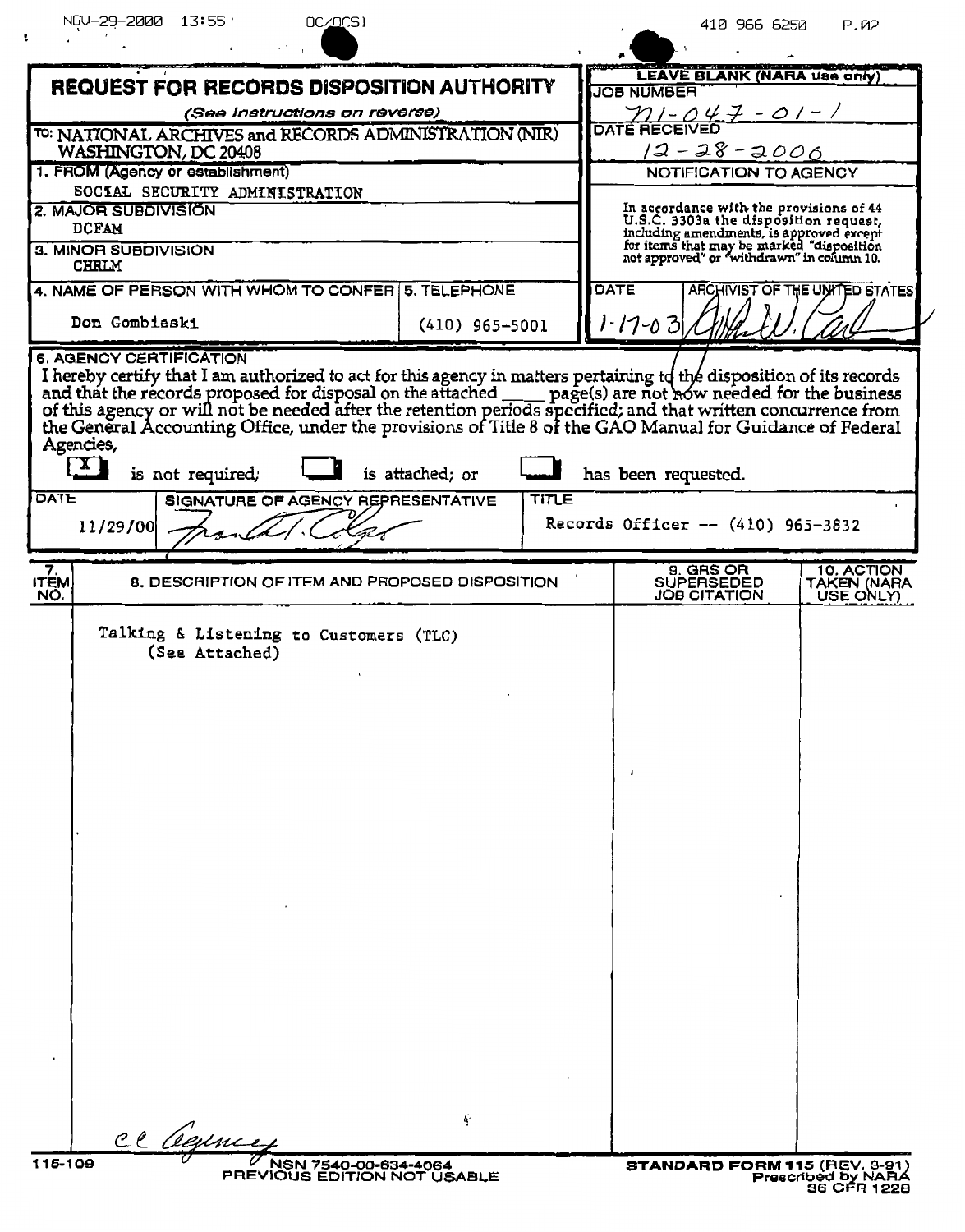# REQUEST FOR RECORDS DISPOSITION AUTHORITY

*(See Instructions on reverse)*

TO: NATIONAL ARCHIVES and RECORDS ADMINISTRATION (NIR) WASHINGTON, DC 20408

**LEAVE BLANK (NARA use only)**

JOB NUMBER: N1-047-01-1

DATE RECEIVED: 12-28-2006

**NOTIFICATION TO AGENCY**

In accordance with the provisions of 44 U.S.C. 3303a the disposition request, including amendments, is approved except for items that may be marked "disposition not approved" or "withdrawn" in column 10.

DATE: 1-17-03

ARCHIVIST OF THE UNITED STATES: [signature]

1. FROM (Agency or establishment): SOCIAL SECURITY ADMINISTRATION
2. MAJOR SUBDIVISION: DCFAM
3. MINOR SUBDIVISION: CHRLM
4. NAME OF PERSON WITH WHOM TO CONFER: Don Gombiaski
5. TELEPHONE: (410) 965-5001

**6. AGENCY CERTIFICATION**

I hereby certify that I am authorized to act for this agency in matters pertaining to the disposition of its records and that the records proposed for disposal on the attached ____ page(s) are not now needed for the business of this agency or will not be needed after the retention periods specified; and that written concurrence from the General Accounting Office, under the provisions of Title 8 of the GAO Manual for Guidance of Federal Agencies,

[X] is not required; [ ] is attached; or [ ] has been requested.

| DATE | SIGNATURE OF AGENCY REPRESENTATIVE | TITLE |
|---|---|---|
| 11/29/00 | [signature] | Records Officer -- (410) 965-3832 |

| 7. ITEM NO. | 8. DESCRIPTION OF ITEM AND PROPOSED DISPOSITION | 9. GRS OR SUPERSEDED JOB CITATION | 10. ACTION TAKEN (NARA USE ONLY) |
|---|---|---|---|
| | Talking & Listening to Customers (TLC) (See Attached) | | |

cc Agency

115-109 NSN 7540-00-634-4064 PREVIOUS EDITION NOT USABLE

STANDARD FORM 115 (REV. 3-91) Prescribed by NARA 36 CFR 1228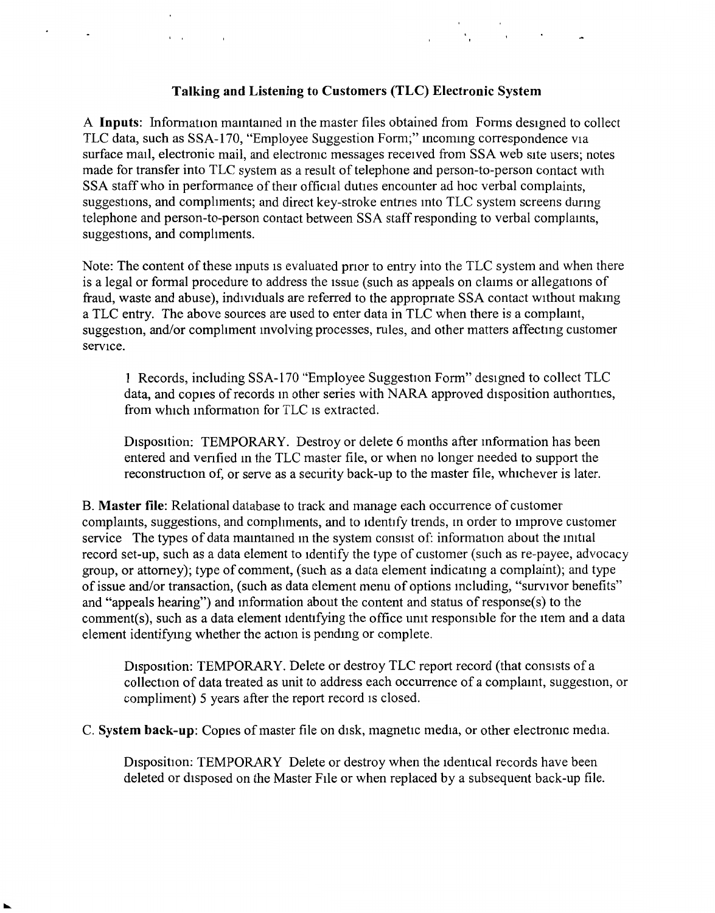## Talking and Listening to Customers (TLC) Electronic System

A **Inputs**: Information maintained in the master files obtained from Forms designed to collect TLC data, such as SSA-170, "Employee Suggestion Form;" incoming correspondence via surface mail, electronic mail, and electronic messages received from SSA web site users; notes made for transfer into TLC system as a result of telephone and person-to-person contact with SSA staff who in performance of their official duties encounter ad hoc verbal complaints, suggestions, and compliments; and direct key-stroke entries into TLC system screens during telephone and person-to-person contact between SSA staff responding to verbal complaints, suggestions, and compliments.

Note: The content of these inputs is evaluated prior to entry into the TLC system and when there is a legal or formal procedure to address the issue (such as appeals on claims or allegations of fraud, waste and abuse), individuals are referred to the appropriate SSA contact without making a TLC entry. The above sources are used to enter data in TLC when there is a complaint, suggestion, and/or compliment involving processes, rules, and other matters affecting customer service.

> 1 Records, including SSA-170 "Employee Suggestion Form" designed to collect TLC data, and copies of records in other series with NARA approved disposition authorities, from which information for TLC is extracted.
>
> Disposition: TEMPORARY. Destroy or delete 6 months after information has been entered and verified in the TLC master file, or when no longer needed to support the reconstruction of, or serve as a security back-up to the master file, whichever is later.

B. **Master file**: Relational database to track and manage each occurrence of customer complaints, suggestions, and compliments, and to identify trends, in order to improve customer service The types of data maintained in the system consist of: information about the initial record set-up, such as a data element to identify the type of customer (such as re-payee, advocacy group, or attorney); type of comment, (such as a data element indicating a complaint); and type of issue and/or transaction, (such as data element menu of options including, "survivor benefits" and "appeals hearing") and information about the content and status of response(s) to the comment(s), such as a data element identifying the office unit responsible for the item and a data element identifying whether the action is pending or complete.

> Disposition: TEMPORARY. Delete or destroy TLC report record (that consists of a collection of data treated as unit to address each occurrence of a complaint, suggestion, or compliment) 5 years after the report record is closed.

C. **System back-up**: Copies of master file on disk, magnetic media, or other electronic media.

> Disposition: TEMPORARY Delete or destroy when the identical records have been deleted or disposed on the Master File or when replaced by a subsequent back-up file.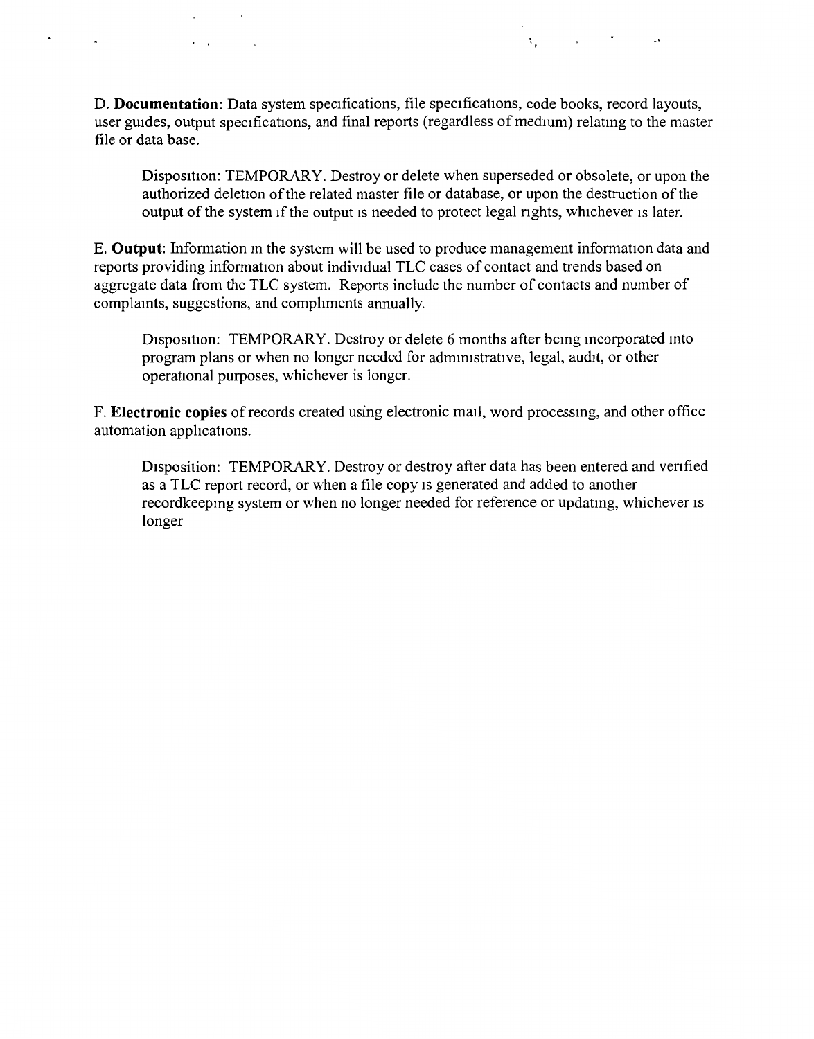D. **Documentation**: Data system specifications, file specifications, code books, record layouts, user guides, output specifications, and final reports (regardless of medium) relating to the master file or data base.

> Disposition: TEMPORARY. Destroy or delete when superseded or obsolete, or upon the authorized deletion of the related master file or database, or upon the destruction of the output of the system if the output is needed to protect legal rights, whichever is later.

E. **Output**: Information in the system will be used to produce management information data and reports providing information about individual TLC cases of contact and trends based on aggregate data from the TLC system. Reports include the number of contacts and number of complaints, suggestions, and compliments annually.

> Disposition: TEMPORARY. Destroy or delete 6 months after being incorporated into program plans or when no longer needed for administrative, legal, audit, or other operational purposes, whichever is longer.

F. **Electronic copies** of records created using electronic mail, word processing, and other office automation applications.

> Disposition: TEMPORARY. Destroy or destroy after data has been entered and verified as a TLC report record, or when a file copy is generated and added to another recordkeeping system or when no longer needed for reference or updating, whichever is longer